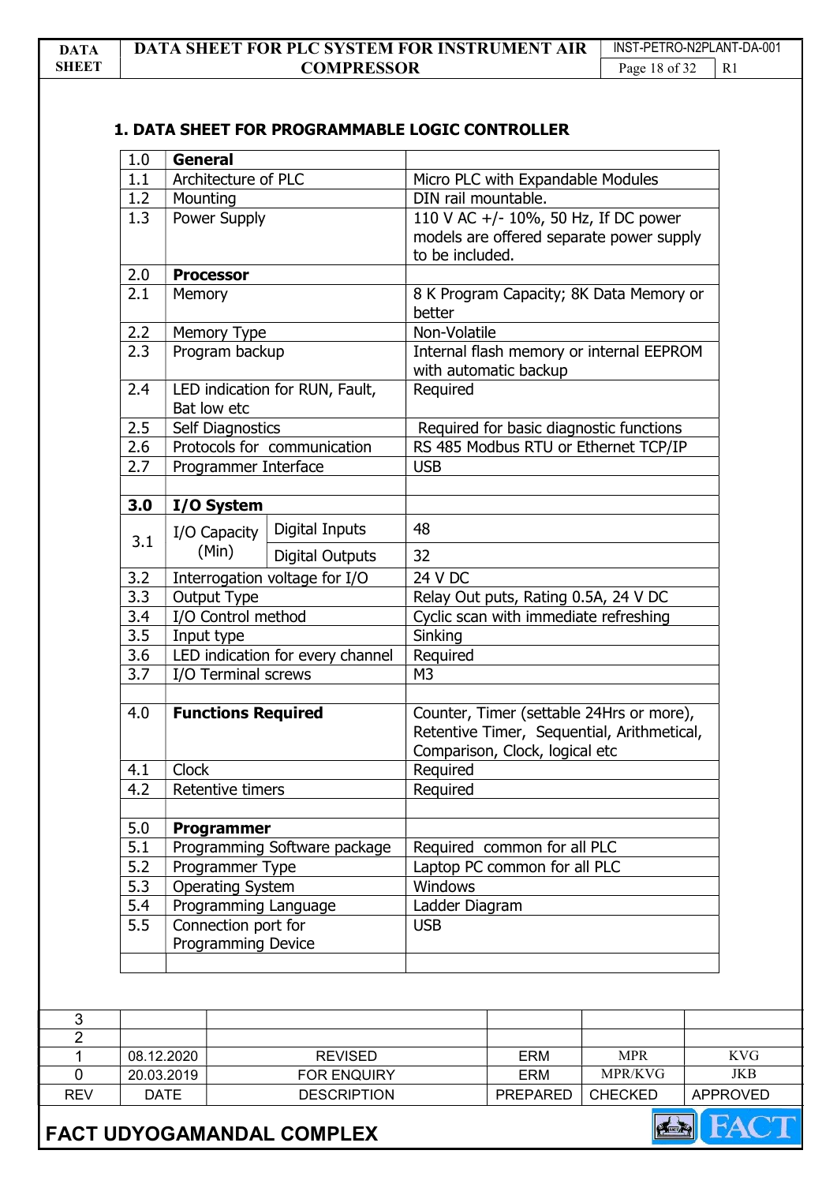## 1. DATA SHEET FOR PROGRAMMABLE LOGIC CONTROLLER

| | | | |
|---|---|---|---|
| 1.0 | **General** | | |
| 1.1 | Architecture of PLC | | Micro PLC with Expandable Modules |
| 1.2 | Mounting | | DIN rail mountable. |
| 1.3 | Power Supply | | 110 V AC +/- 10%, 50 Hz, If DC power models are offered separate power supply to be included. |
| 2.0 | **Processor** | | |
| 2.1 | Memory | | 8 K Program Capacity; 8K Data Memory or better |
| 2.2 | Memory Type | | Non-Volatile |
| 2.3 | Program backup | | Internal flash memory or internal EEPROM with automatic backup |
| 2.4 | LED indication for RUN, Fault, Bat low etc | | Required |
| 2.5 | Self Diagnostics | | Required for basic diagnostic functions |
| 2.6 | Protocols for communication | | RS 485 Modbus RTU or Ethernet TCP/IP |
| 2.7 | Programmer Interface | | USB |
| | | | |
| 3.0 | **I/O System** | | |
| 3.1 | I/O Capacity (Min) | Digital Inputs | 48 |
| | | Digital Outputs | 32 |
| 3.2 | Interrogation voltage for I/O | | 24 V DC |
| 3.3 | Output Type | | Relay Out puts, Rating 0.5A, 24 V DC |
| 3.4 | I/O Control method | | Cyclic scan with immediate refreshing |
| 3.5 | Input type | | Sinking |
| 3.6 | LED indication for every channel | | Required |
| 3.7 | I/O Terminal screws | | M3 |
| | | | |
| 4.0 | **Functions Required** | | Counter, Timer (settable 24Hrs or more), Retentive Timer, Sequential, Arithmetical, Comparison, Clock, logical etc |
| 4.1 | Clock | | Required |
| 4.2 | Retentive timers | | Required |
| | | | |
| 5.0 | **Programmer** | | |
| 5.1 | Programming Software package | | Required common for all PLC |
| 5.2 | Programmer Type | | Laptop PC common for all PLC |
| 5.3 | Operating System | | Windows |
| 5.4 | Programming Language | | Ladder Diagram |
| 5.5 | Connection port for Programming Device | | USB |
| | | | |

| REV | DATE | DESCRIPTION | PREPARED | CHECKED | APPROVED |
|---|---|---|---|---|---|
| 3 | | | | | |
| 2 | | | | | |
| 1 | 08.12.2020 | REVISED | ERM | MPR | KVG |
| 0 | 20.03.2019 | FOR ENQUIRY | ERM | MPR/KVG | JKB |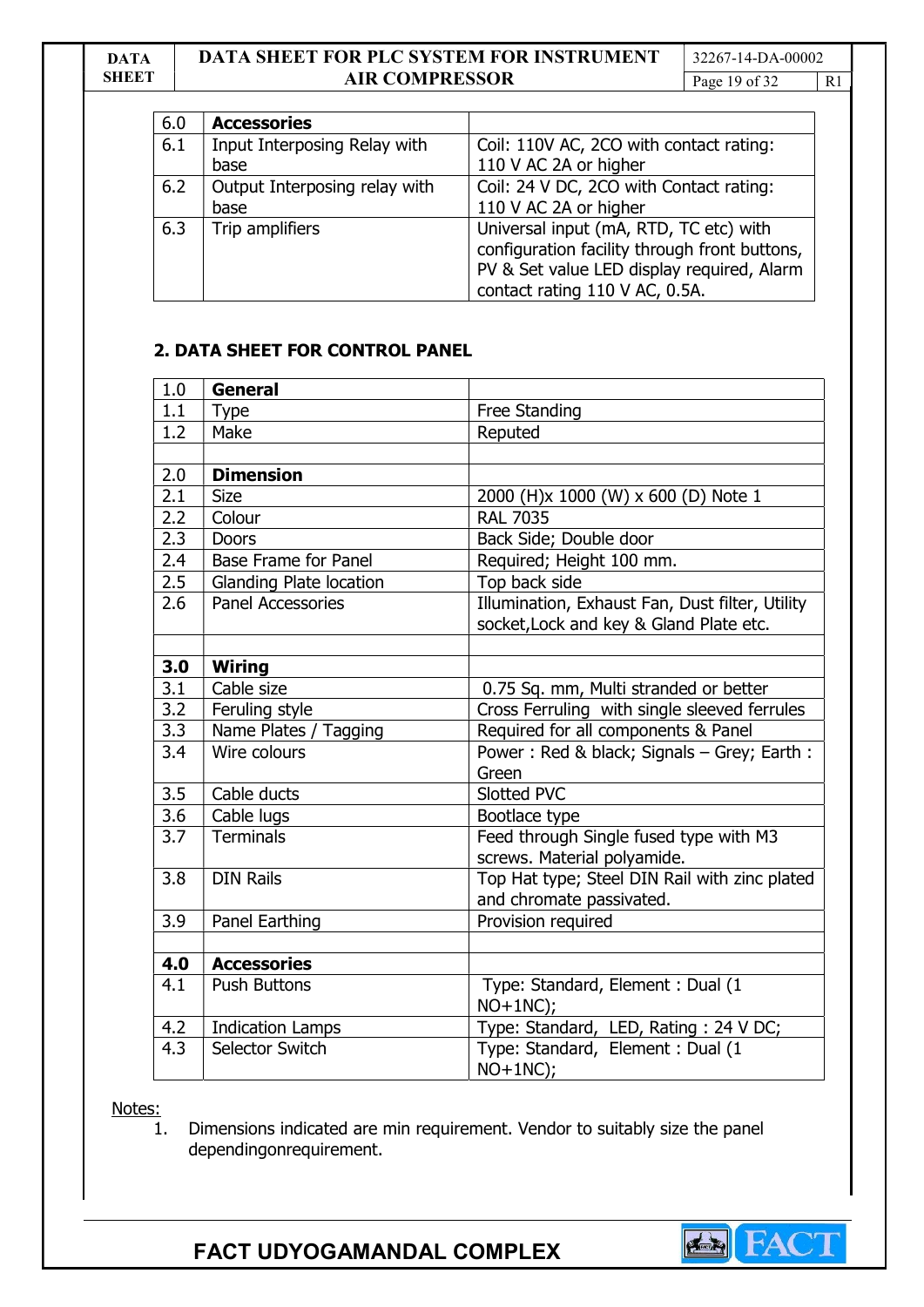| 6.0 | **Accessories** | |
|---|---|---|
| 6.1 | Input Interposing Relay with base | Coil: 110V AC, 2CO with contact rating: 110 V AC 2A or higher |
| 6.2 | Output Interposing relay with base | Coil: 24 V DC, 2CO with Contact rating: 110 V AC 2A or higher |
| 6.3 | Trip amplifiers | Universal input (mA, RTD, TC etc) with configuration facility through front buttons, PV & Set value LED display required, Alarm contact rating 110 V AC, 0.5A. |

## 2. DATA SHEET FOR CONTROL PANEL

| 1.0 | **General** | |
|---|---|---|
| 1.1 | Type | Free Standing |
| 1.2 | Make | Reputed |
| | | |
| 2.0 | **Dimension** | |
| 2.1 | Size | 2000 (H)x 1000 (W) x 600 (D) Note 1 |
| 2.2 | Colour | RAL 7035 |
| 2.3 | Doors | Back Side; Double door |
| 2.4 | Base Frame for Panel | Required; Height 100 mm. |
| 2.5 | Glanding Plate location | Top back side |
| 2.6 | Panel Accessories | Illumination, Exhaust Fan, Dust filter, Utility socket,Lock and key & Gland Plate etc. |
| | | |
| **3.0** | **Wiring** | |
| 3.1 | Cable size | 0.75 Sq. mm, Multi stranded or better |
| 3.2 | Feruling style | Cross Ferruling with single sleeved ferrules |
| 3.3 | Name Plates / Tagging | Required for all components & Panel |
| 3.4 | Wire colours | Power : Red & black; Signals – Grey; Earth : Green |
| 3.5 | Cable ducts | Slotted PVC |
| 3.6 | Cable lugs | Bootlace type |
| 3.7 | Terminals | Feed through Single fused type with M3 screws. Material polyamide. |
| 3.8 | DIN Rails | Top Hat type; Steel DIN Rail with zinc plated and chromate passivated. |
| 3.9 | Panel Earthing | Provision required |
| | | |
| **4.0** | **Accessories** | |
| 4.1 | Push Buttons | Type: Standard, Element : Dual (1 NO+1NC); |
| 4.2 | Indication Lamps | Type: Standard, LED, Rating : 24 V DC; |
| 4.3 | Selector Switch | Type: Standard, Element : Dual (1 NO+1NC); |

Notes:

1. Dimensions indicated are min requirement. Vendor to suitably size the panel dependingonrequirement.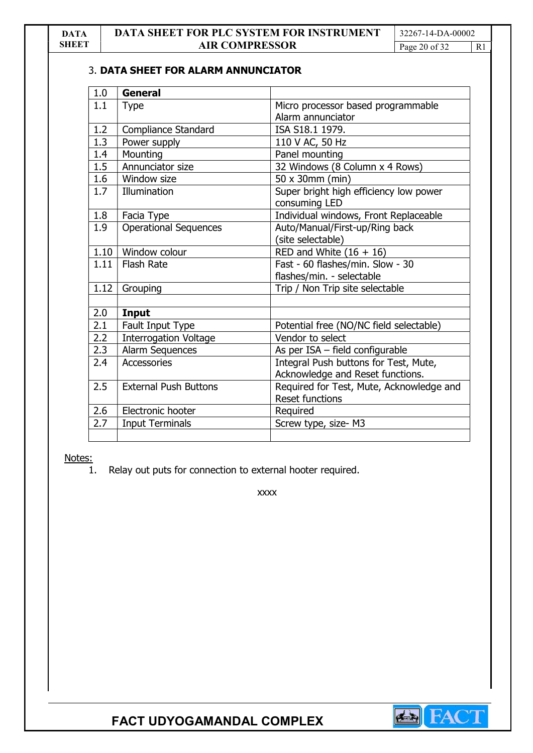### 3. **DATA SHEET FOR ALARM ANNUNCIATOR**

| | | |
|---|---|---|
| 1.0 | **General** | |
| 1.1 | Type | Micro processor based programmable Alarm annunciator |
| 1.2 | Compliance Standard | ISA S18.1 1979. |
| 1.3 | Power supply | 110 V AC, 50 Hz |
| 1.4 | Mounting | Panel mounting |
| 1.5 | Annunciator size | 32 Windows (8 Column x 4 Rows) |
| 1.6 | Window size | 50 x 30mm (min) |
| 1.7 | Illumination | Super bright high efficiency low power consuming LED |
| 1.8 | Facia Type | Individual windows, Front Replaceable |
| 1.9 | Operational Sequences | Auto/Manual/First-up/Ring back (site selectable) |
| 1.10 | Window colour | RED and White (16 + 16) |
| 1.11 | Flash Rate | Fast - 60 flashes/min. Slow - 30 flashes/min. - selectable |
| 1.12 | Grouping | Trip / Non Trip site selectable |
| | | |
| 2.0 | **Input** | |
| 2.1 | Fault Input Type | Potential free (NO/NC field selectable) |
| 2.2 | Interrogation Voltage | Vendor to select |
| 2.3 | Alarm Sequences | As per ISA – field configurable |
| 2.4 | Accessories | Integral Push buttons for Test, Mute, Acknowledge and Reset functions. |
| 2.5 | External Push Buttons | Required for Test, Mute, Acknowledge and Reset functions |
| 2.6 | Electronic hooter | Required |
| 2.7 | Input Terminals | Screw type, size- M3 |
| | | |

Notes:

1. Relay out puts for connection to external hooter required.

xxxx